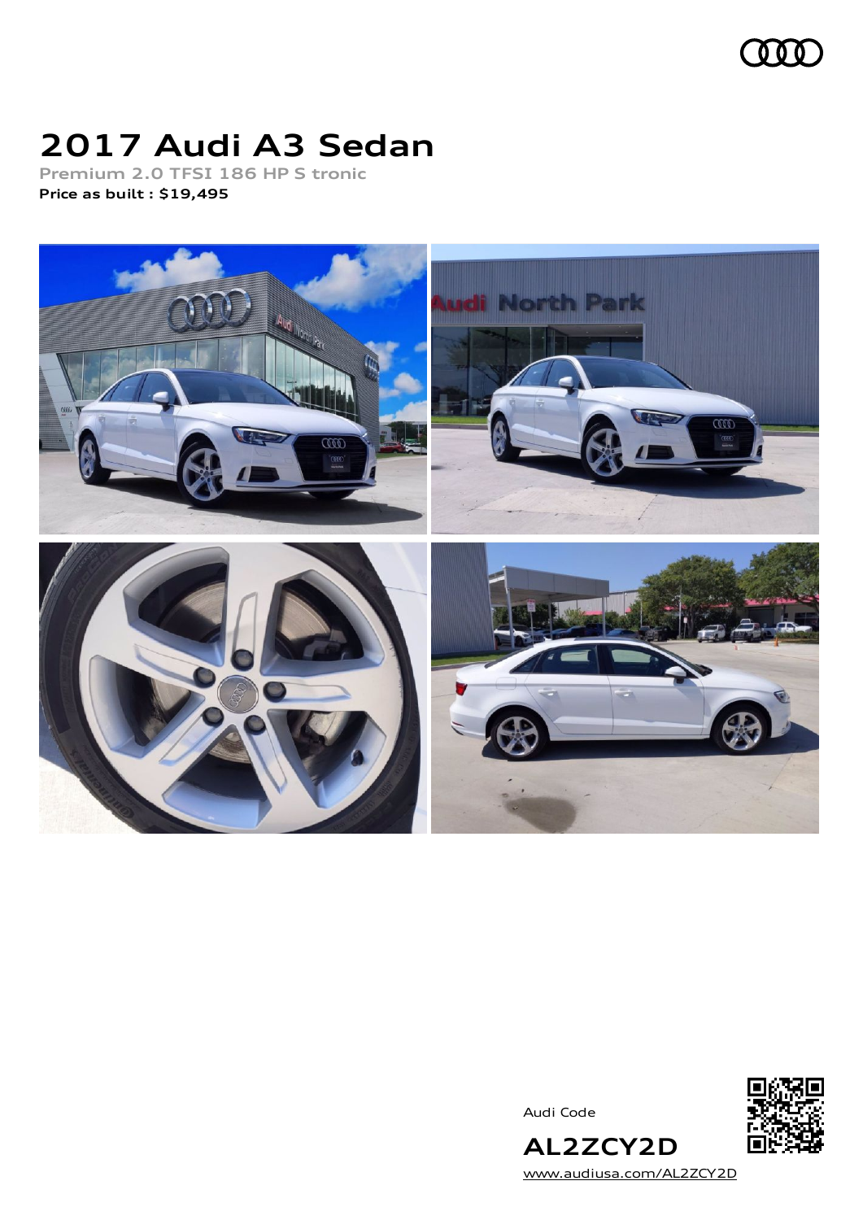# 2017 Audi A3 Sedan

**Premium 2.0 TFSI 186 HP S tronic**

**Price as built : $19,495**

Audi Code

**AL2ZCY2D**

www.audiusa.com/AL2ZCY2D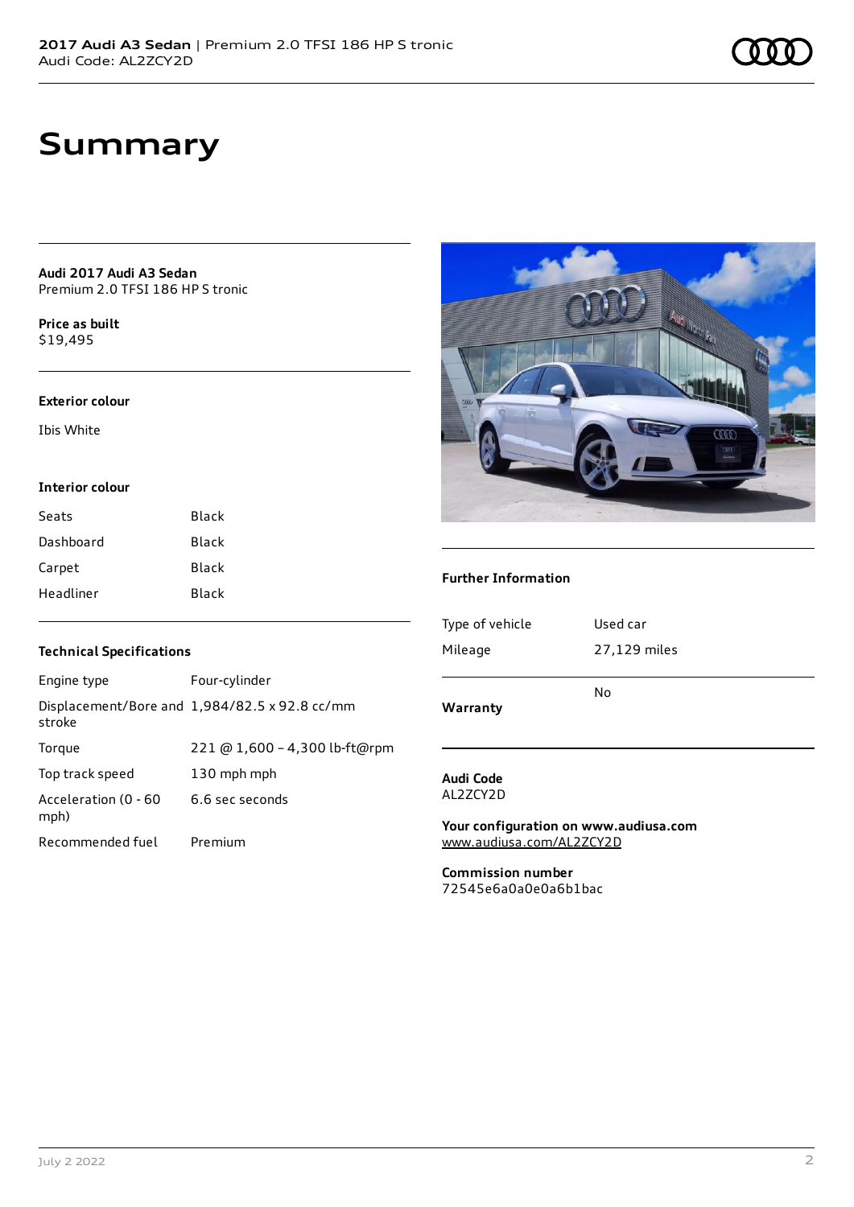# Summary

**Audi 2017 Audi A3 Sedan**
Premium 2.0 TFSI 186 HP S tronic

**Price as built**
$19,495

### Exterior colour

Ibis White

### Interior colour

| | |
|---|---|
| Seats | Black |
| Dashboard | Black |
| Carpet | Black |
| Headliner | Black |

### Technical Specifications

| | |
|---|---|
| Engine type | Four-cylinder |
| Displacement/Bore and stroke | 1,984/82.5 x 92.8 cc/mm |
| Torque | 221 @ 1,600 - 4,300 lb-ft@rpm |
| Top track speed | 130 mph mph |
| Acceleration (0 - 60 mph) | 6.6 sec seconds |
| Recommended fuel | Premium |

### Further Information

| | |
|---|---|
| Type of vehicle | Used car |
| Mileage | 27,129 miles |
| **Warranty** | No |

**Audi Code**
AL2ZCY2D

**Your configuration on www.audiusa.com**
www.audiusa.com/AL2ZCY2D

**Commission number**
72545e6a0a0e0a6b1bac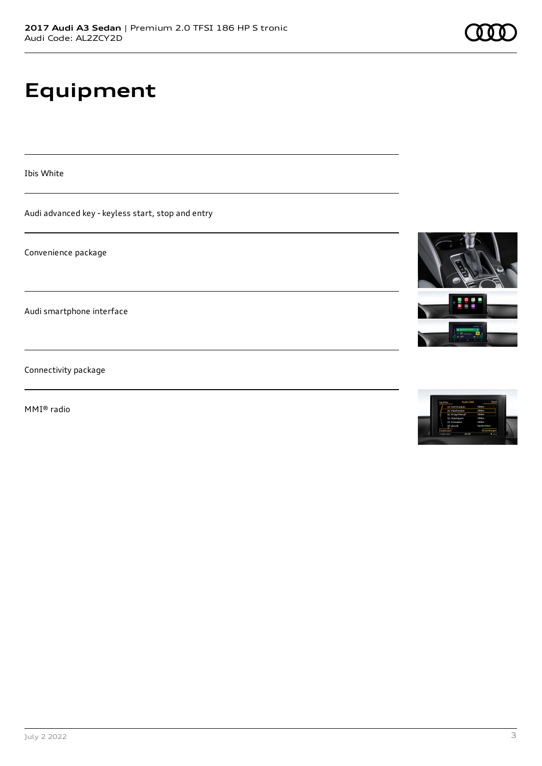# Equipment

Ibis White

Audi advanced key - keyless start, stop and entry

Convenience package

Audi smartphone interface

Connectivity package

MMI® radio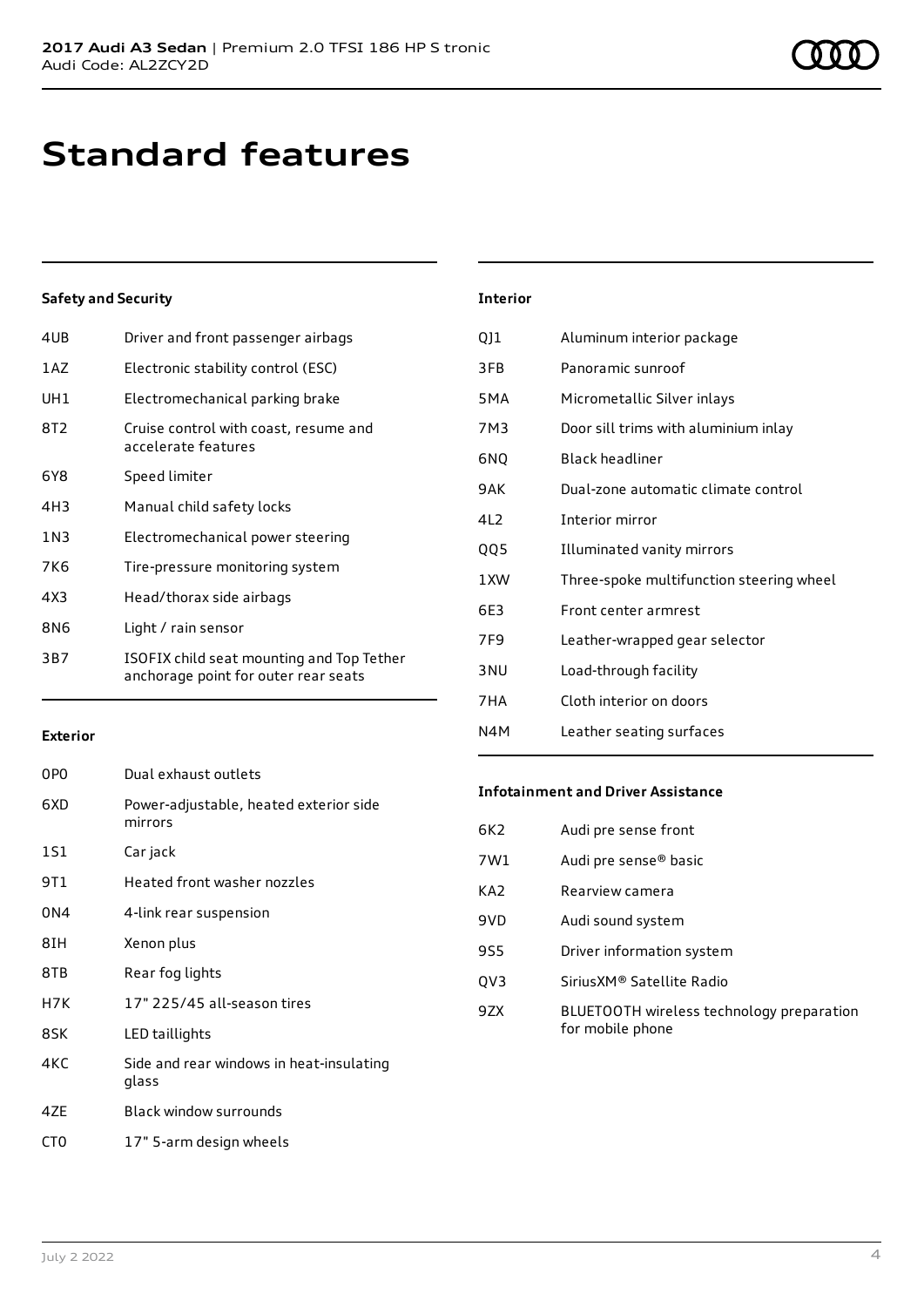# Standard features

### Safety and Security

| | |
|---|---|
| 4UB | Driver and front passenger airbags |
| 1AZ | Electronic stability control (ESC) |
| UH1 | Electromechanical parking brake |
| 8T2 | Cruise control with coast, resume and accelerate features |
| 6Y8 | Speed limiter |
| 4H3 | Manual child safety locks |
| 1N3 | Electromechanical power steering |
| 7K6 | Tire-pressure monitoring system |
| 4X3 | Head/thorax side airbags |
| 8N6 | Light / rain sensor |
| 3B7 | ISOFIX child seat mounting and Top Tether anchorage point for outer rear seats |

### Exterior

| | |
|---|---|
| 0P0 | Dual exhaust outlets |
| 6XD | Power-adjustable, heated exterior side mirrors |
| 1S1 | Car jack |
| 9T1 | Heated front washer nozzles |
| 0N4 | 4-link rear suspension |
| 8IH | Xenon plus |
| 8TB | Rear fog lights |
| H7K | 17" 225/45 all-season tires |
| 8SK | LED taillights |
| 4KC | Side and rear windows in heat-insulating glass |
| 4ZE | Black window surrounds |
| CT0 | 17" 5-arm design wheels |

### Interior

| | |
|---|---|
| QJ1 | Aluminum interior package |
| 3FB | Panoramic sunroof |
| 5MA | Micrometallic Silver inlays |
| 7M3 | Door sill trims with aluminium inlay |
| 6NQ | Black headliner |
| 9AK | Dual-zone automatic climate control |
| 4L2 | Interior mirror |
| QQ5 | Illuminated vanity mirrors |
| 1XW | Three-spoke multifunction steering wheel |
| 6E3 | Front center armrest |
| 7F9 | Leather-wrapped gear selector |
| 3NU | Load-through facility |
| 7HA | Cloth interior on doors |
| N4M | Leather seating surfaces |

### Infotainment and Driver Assistance

| | |
|---|---|
| 6K2 | Audi pre sense front |
| 7W1 | Audi pre sense® basic |
| KA2 | Rearview camera |
| 9VD | Audi sound system |
| 9S5 | Driver information system |
| QV3 | SiriusXM® Satellite Radio |
| 9ZX | BLUETOOTH wireless technology preparation for mobile phone |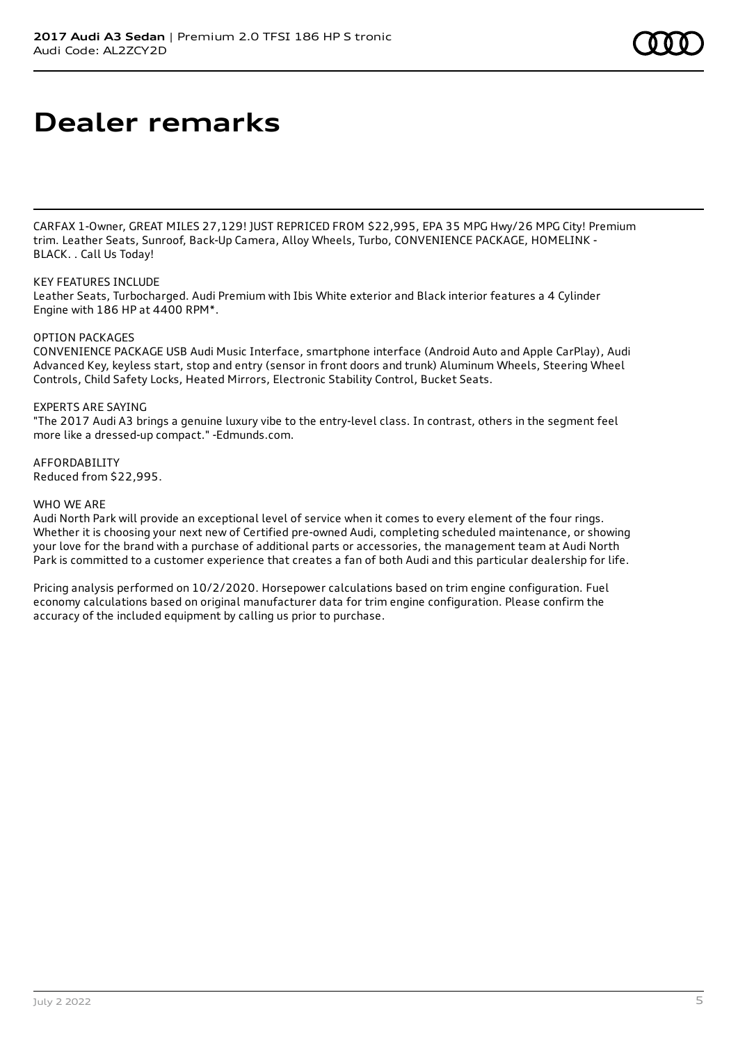# Dealer remarks

CARFAX 1-Owner, GREAT MILES 27,129! JUST REPRICED FROM $22,995, EPA 35 MPG Hwy/26 MPG City! Premium trim. Leather Seats, Sunroof, Back-Up Camera, Alloy Wheels, Turbo, CONVENIENCE PACKAGE, HOMELINK - BLACK. . Call Us Today!

KEY FEATURES INCLUDE
Leather Seats, Turbocharged. Audi Premium with Ibis White exterior and Black interior features a 4 Cylinder Engine with 186 HP at 4400 RPM*.

OPTION PACKAGES
CONVENIENCE PACKAGE USB Audi Music Interface, smartphone interface (Android Auto and Apple CarPlay), Audi Advanced Key, keyless start, stop and entry (sensor in front doors and trunk) Aluminum Wheels, Steering Wheel Controls, Child Safety Locks, Heated Mirrors, Electronic Stability Control, Bucket Seats.

EXPERTS ARE SAYING
"The 2017 Audi A3 brings a genuine luxury vibe to the entry-level class. In contrast, others in the segment feel more like a dressed-up compact." -Edmunds.com.

AFFORDABILITY
Reduced from $22,995.

WHO WE ARE
Audi North Park will provide an exceptional level of service when it comes to every element of the four rings. Whether it is choosing your next new of Certified pre-owned Audi, completing scheduled maintenance, or showing your love for the brand with a purchase of additional parts or accessories, the management team at Audi North Park is committed to a customer experience that creates a fan of both Audi and this particular dealership for life.

Pricing analysis performed on 10/2/2020. Horsepower calculations based on trim engine configuration. Fuel economy calculations based on original manufacturer data for trim engine configuration. Please confirm the accuracy of the included equipment by calling us prior to purchase.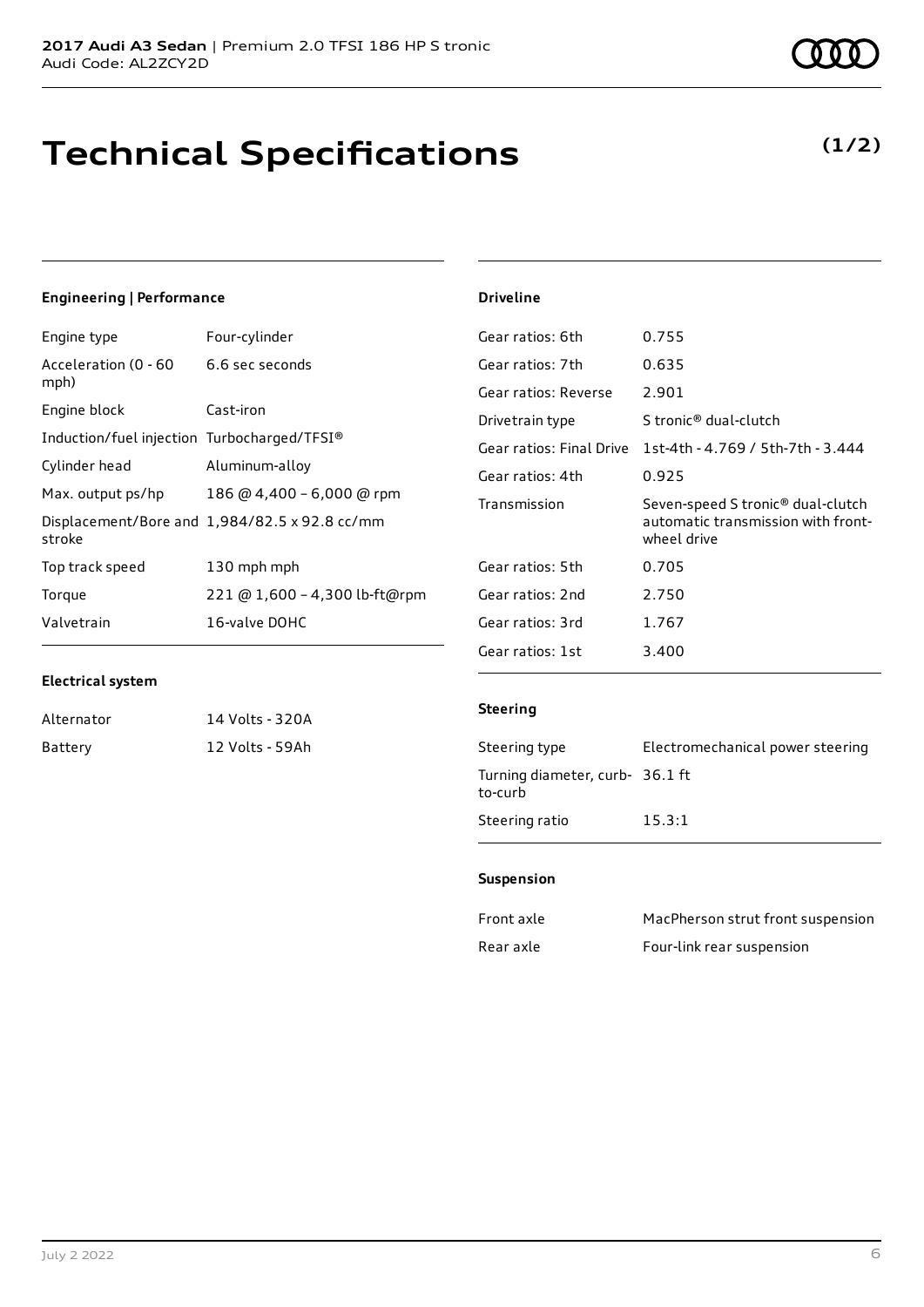# Technical Specifications

**(1/2)**

### Engineering | Performance

| | |
|---|---|
| Engine type | Four-cylinder |
| Acceleration (0 - 60 mph) | 6.6 sec seconds |
| Engine block | Cast-iron |
| Induction/fuel injection | Turbocharged/TFSI® |
| Cylinder head | Aluminum-alloy |
| Max. output ps/hp | 186 @ 4,400 – 6,000 @ rpm |
| Displacement/Bore and stroke | 1,984/82.5 x 92.8 cc/mm |
| Top track speed | 130 mph mph |
| Torque | 221 @ 1,600 – 4,300 lb-ft@rpm |
| Valvetrain | 16-valve DOHC |

### Electrical system

| | |
|---|---|
| Alternator | 14 Volts - 320A |
| Battery | 12 Volts - 59Ah |

### Driveline

| | |
|---|---|
| Gear ratios: 6th | 0.755 |
| Gear ratios: 7th | 0.635 |
| Gear ratios: Reverse | 2.901 |
| Drivetrain type | S tronic® dual-clutch |
| Gear ratios: Final Drive | 1st-4th - 4.769 / 5th-7th - 3.444 |
| Gear ratios: 4th | 0.925 |
| Transmission | Seven-speed S tronic® dual-clutch automatic transmission with front-wheel drive |
| Gear ratios: 5th | 0.705 |
| Gear ratios: 2nd | 2.750 |
| Gear ratios: 3rd | 1.767 |
| Gear ratios: 1st | 3.400 |

### Steering

| | |
|---|---|
| Steering type | Electromechanical power steering |
| Turning diameter, curb-to-curb | 36.1 ft |
| Steering ratio | 15.3:1 |

### Suspension

| | |
|---|---|
| Front axle | MacPherson strut front suspension |
| Rear axle | Four-link rear suspension |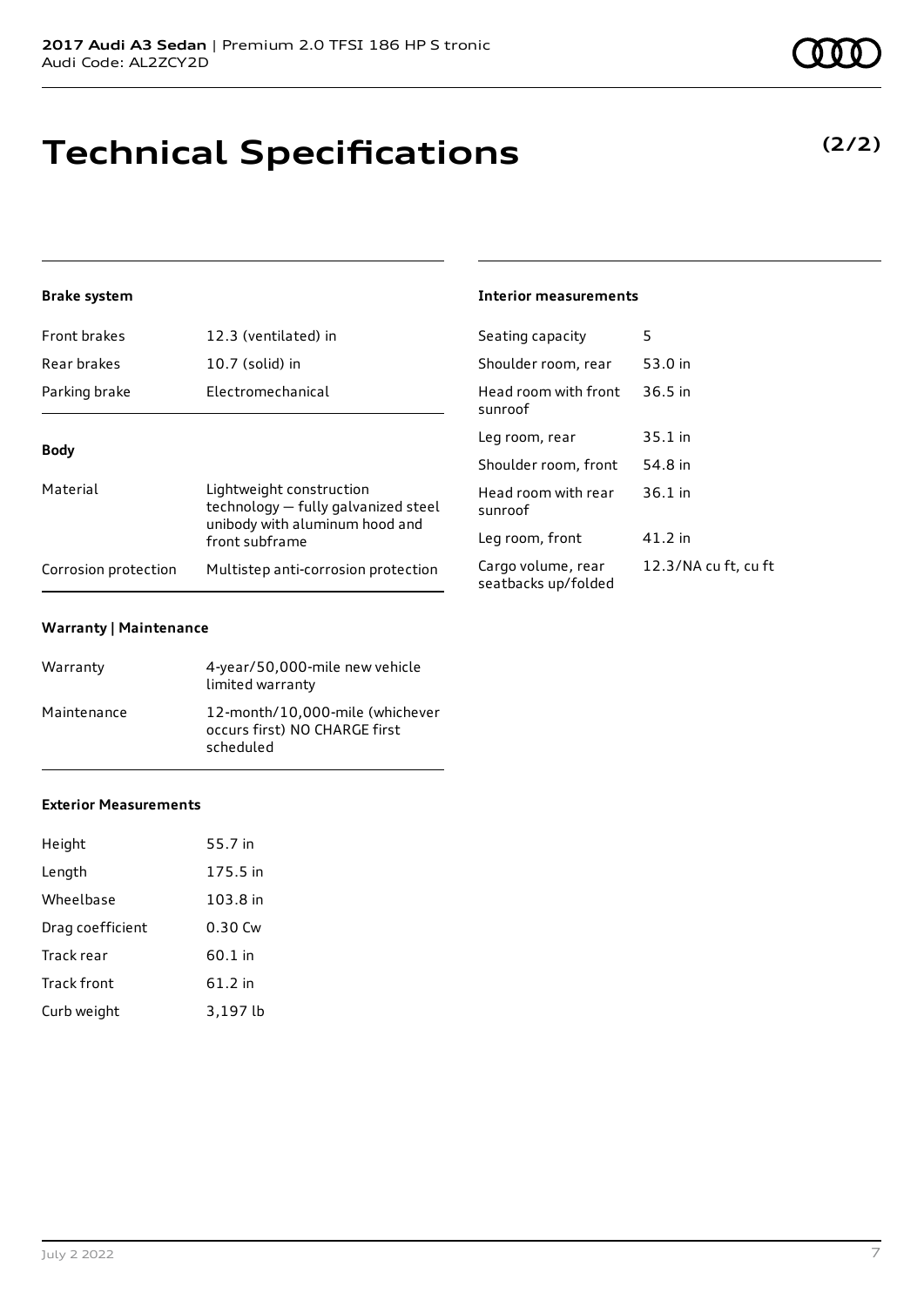# Technical Specifications

**(2/2)**

#### Brake system

| | |
|---|---|
| Front brakes | 12.3 (ventilated) in |
| Rear brakes | 10.7 (solid) in |
| Parking brake | Electromechanical |

#### Body

| | |
|---|---|
| Material | Lightweight construction technology — fully galvanized steel unibody with aluminum hood and front subframe |
| Corrosion protection | Multistep anti-corrosion protection |

#### Warranty | Maintenance

| | |
|---|---|
| Warranty | 4-year/50,000-mile new vehicle limited warranty |
| Maintenance | 12-month/10,000-mile (whichever occurs first) NO CHARGE first scheduled |

#### Exterior Measurements

| | |
|---|---|
| Height | 55.7 in |
| Length | 175.5 in |
| Wheelbase | 103.8 in |
| Drag coefficient | 0.30 Cw |
| Track rear | 60.1 in |
| Track front | 61.2 in |
| Curb weight | 3,197 lb |

#### Interior measurements

| | |
|---|---|
| Seating capacity | 5 |
| Shoulder room, rear | 53.0 in |
| Head room with front sunroof | 36.5 in |
| Leg room, rear | 35.1 in |
| Shoulder room, front | 54.8 in |
| Head room with rear sunroof | 36.1 in |
| Leg room, front | 41.2 in |
| Cargo volume, rear seatbacks up/folded | 12.3/NA cu ft, cu ft |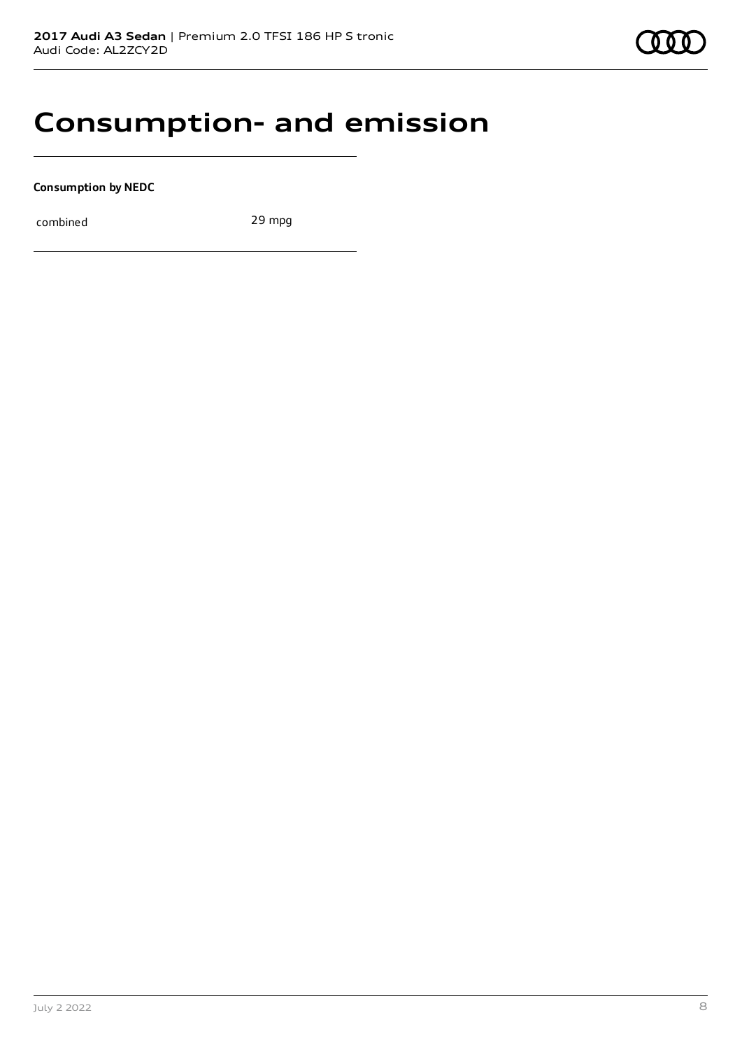# Consumption- and emission

**Consumption by NEDC**

| combined | 29 mpg |
|---|---|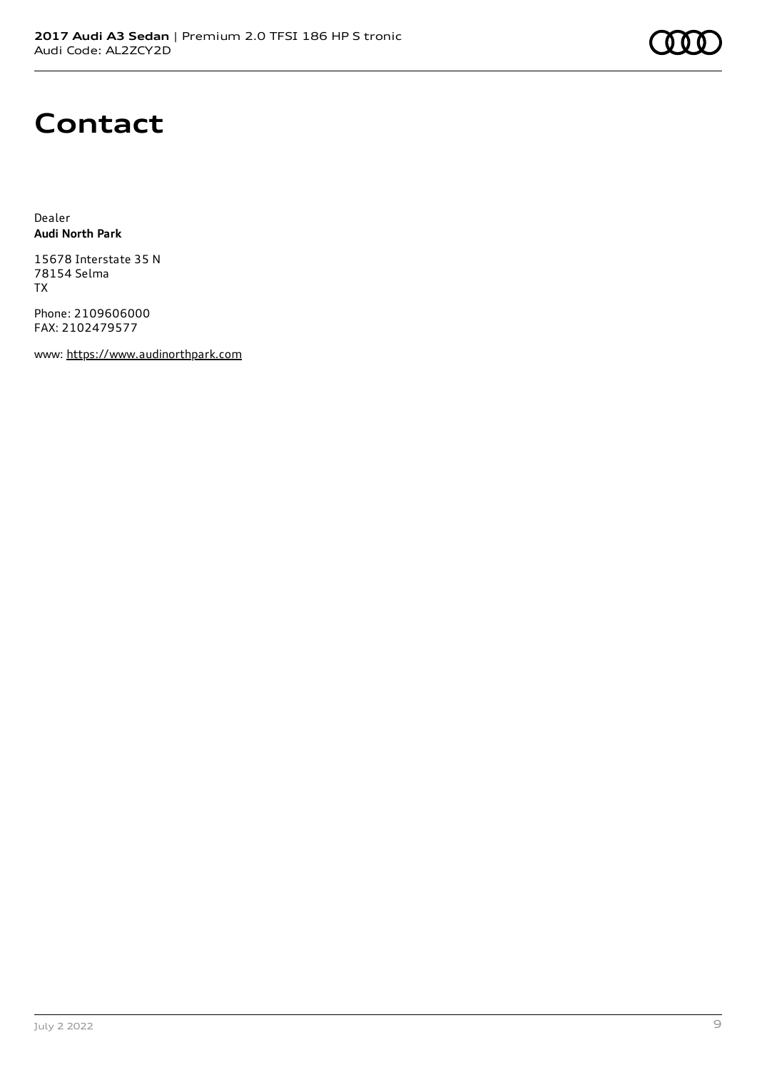# Contact

Dealer
**Audi North Park**

15678 Interstate 35 N
78154 Selma
TX

Phone: 2109606000
FAX: 2102479577

www: https://www.audinorthpark.com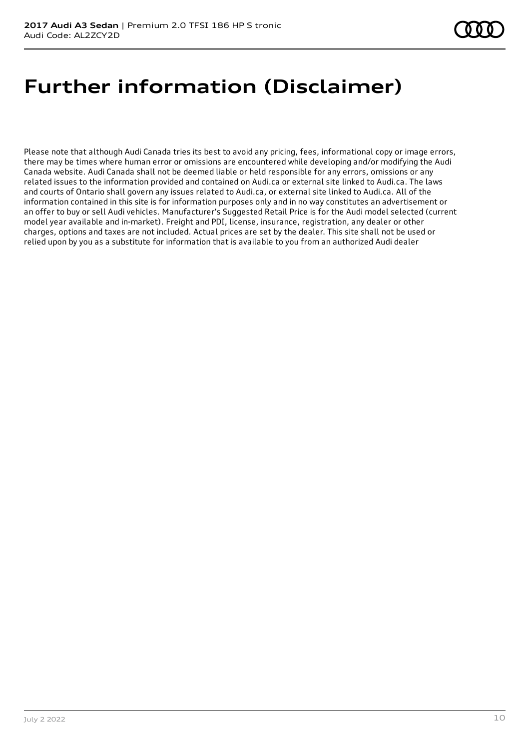# Further information (Disclaimer)

Please note that although Audi Canada tries its best to avoid any pricing, fees, informational copy or image errors, there may be times where human error or omissions are encountered while developing and/or modifying the Audi Canada website. Audi Canada shall not be deemed liable or held responsible for any errors, omissions or any related issues to the information provided and contained on Audi.ca or external site linked to Audi.ca. The laws and courts of Ontario shall govern any issues related to Audi.ca, or external site linked to Audi.ca. All of the information contained in this site is for information purposes only and in no way constitutes an advertisement or an offer to buy or sell Audi vehicles. Manufacturer's Suggested Retail Price is for the Audi model selected (current model year available and in-market). Freight and PDI, license, insurance, registration, any dealer or other charges, options and taxes are not included. Actual prices are set by the dealer. This site shall not be used or relied upon by you as a substitute for information that is available to you from an authorized Audi dealer